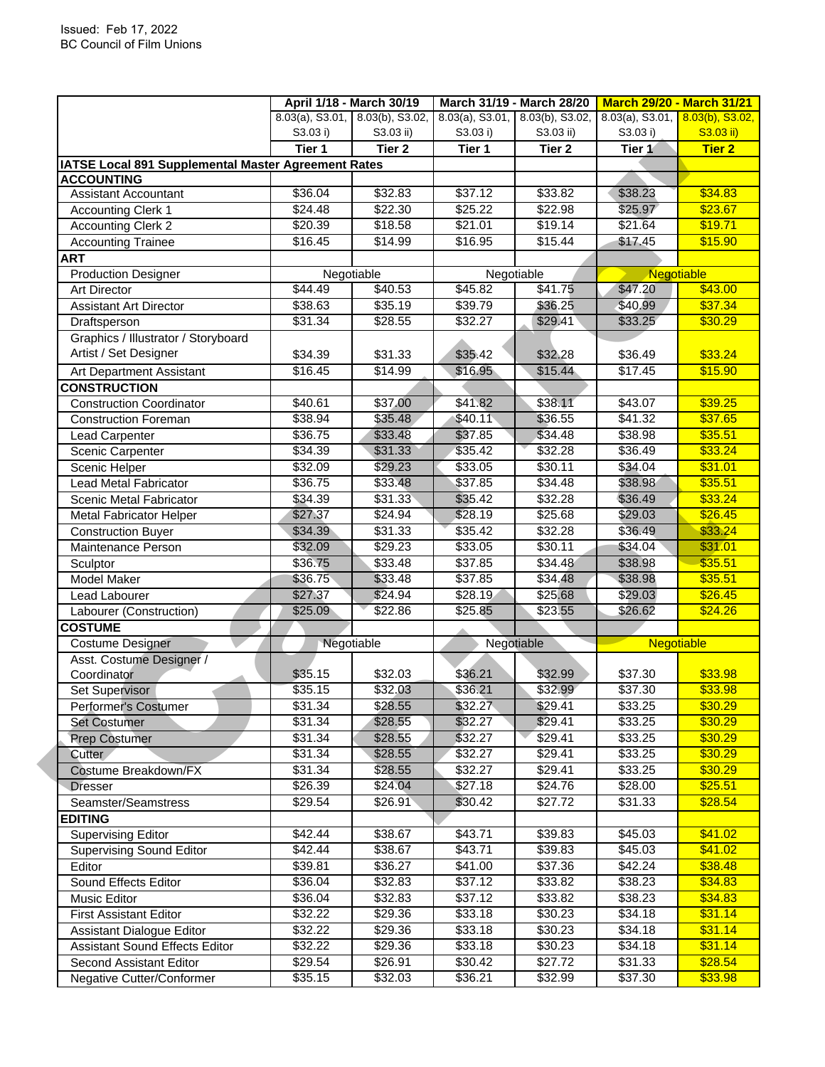Issued: Feb 17, 2022
BC Council of Film Unions

| | April 1/18 - March 30/19 | | March 31/19 - March 28/20 | | March 29/20 - March 31/21 | |
|---|---|---|---|---|---|---|
| | 8.03(a), S3.01, S3.03 i) | 8.03(b), S3.02, S3.03 ii) | 8.03(a), S3.01, S3.03 i) | 8.03(b), S3.02, S3.03 ii) | 8.03(a), S3.01, S3.03 i) | 8.03(b), S3.02, S3.03 ii) |
| | Tier 1 | Tier 2 | Tier 1 | Tier 2 | Tier 1 | Tier 2 |
| **IATSE Local 891 Supplemental Master Agreement Rates** | | | | | | |
| **ACCOUNTING** | | | | | | |
| Assistant Accountant | $36.04 | $32.83 | $37.12 | $33.82 | $38.23 | $34.83 |
| Accounting Clerk 1 | $24.48 | $22.30 | $25.22 | $22.98 | $25.97 | $23.67 |
| Accounting Clerk 2 | $20.39 | $18.58 | $21.01 | $19.14 | $21.64 | $19.71 |
| Accounting Trainee | $16.45 | $14.99 | $16.95 | $15.44 | $17.45 | $15.90 |
| **ART** | | | | | | |
| Production Designer | Negotiable | | Negotiable | | Negotiable | |
| Art Director | $44.49 | $40.53 | $45.82 | $41.75 | $47.20 | $43.00 |
| Assistant Art Director | $38.63 | $35.19 | $39.79 | $36.25 | $40.99 | $37.34 |
| Draftsperson | $31.34 | $28.55 | $32.27 | $29.41 | $33.25 | $30.29 |
| Graphics / Illustrator / Storyboard Artist / Set Designer | $34.39 | $31.33 | $35.42 | $32.28 | $36.49 | $33.24 |
| Art Department Assistant | $16.45 | $14.99 | $16.95 | $15.44 | $17.45 | $15.90 |
| **CONSTRUCTION** | | | | | | |
| Construction Coordinator | $40.61 | $37.00 | $41.82 | $38.11 | $43.07 | $39.25 |
| Construction Foreman | $38.94 | $35.48 | $40.11 | $36.55 | $41.32 | $37.65 |
| Lead Carpenter | $36.75 | $33.48 | $37.85 | $34.48 | $38.98 | $35.51 |
| Scenic Carpenter | $34.39 | $31.33 | $35.42 | $32.28 | $36.49 | $33.24 |
| Scenic Helper | $32.09 | $29.23 | $33.05 | $30.11 | $34.04 | $31.01 |
| Lead Metal Fabricator | $36.75 | $33.48 | $37.85 | $34.48 | $38.98 | $35.51 |
| Scenic Metal Fabricator | $34.39 | $31.33 | $35.42 | $32.28 | $36.49 | $33.24 |
| Metal Fabricator Helper | $27.37 | $24.94 | $28.19 | $25.68 | $29.03 | $26.45 |
| Construction Buyer | $34.39 | $31.33 | $35.42 | $32.28 | $36.49 | $33.24 |
| Maintenance Person | $32.09 | $29.23 | $33.05 | $30.11 | $34.04 | $31.01 |
| Sculptor | $36.75 | $33.48 | $37.85 | $34.48 | $38.98 | $35.51 |
| Model Maker | $36.75 | $33.48 | $37.85 | $34.48 | $38.98 | $35.51 |
| Lead Labourer | $27.37 | $24.94 | $28.19 | $25.68 | $29.03 | $26.45 |
| Labourer (Construction) | $25.09 | $22.86 | $25.85 | $23.55 | $26.62 | $24.26 |
| **COSTUME** | | | | | | |
| Costume Designer | Negotiable | | Negotiable | | Negotiable | |
| Asst. Costume Designer / Coordinator | $35.15 | $32.03 | $36.21 | $32.99 | $37.30 | $33.98 |
| Set Supervisor | $35.15 | $32.03 | $36.21 | $32.99 | $37.30 | $33.98 |
| Performer's Costumer | $31.34 | $28.55 | $32.27 | $29.41 | $33.25 | $30.29 |
| Set Costumer | $31.34 | $28.55 | $32.27 | $29.41 | $33.25 | $30.29 |
| Prep Costumer | $31.34 | $28.55 | $32.27 | $29.41 | $33.25 | $30.29 |
| Cutter | $31.34 | $28.55 | $32.27 | $29.41 | $33.25 | $30.29 |
| Costume Breakdown/FX | $31.34 | $28.55 | $32.27 | $29.41 | $33.25 | $30.29 |
| Dresser | $26.39 | $24.04 | $27.18 | $24.76 | $28.00 | $25.51 |
| Seamster/Seamstress | $29.54 | $26.91 | $30.42 | $27.72 | $31.33 | $28.54 |
| **EDITING** | | | | | | |
| Supervising Editor | $42.44 | $38.67 | $43.71 | $39.83 | $45.03 | $41.02 |
| Supervising Sound Editor | $42.44 | $38.67 | $43.71 | $39.83 | $45.03 | $41.02 |
| Editor | $39.81 | $36.27 | $41.00 | $37.36 | $42.24 | $38.48 |
| Sound Effects Editor | $36.04 | $32.83 | $37.12 | $33.82 | $38.23 | $34.83 |
| Music Editor | $36.04 | $32.83 | $37.12 | $33.82 | $38.23 | $34.83 |
| First Assistant Editor | $32.22 | $29.36 | $33.18 | $30.23 | $34.18 | $31.14 |
| Assistant Dialogue Editor | $32.22 | $29.36 | $33.18 | $30.23 | $34.18 | $31.14 |
| Assistant Sound Effects Editor | $32.22 | $29.36 | $33.18 | $30.23 | $34.18 | $31.14 |
| Second Assistant Editor | $29.54 | $26.91 | $30.42 | $27.72 | $31.33 | $28.54 |
| Negative Cutter/Conformer | $35.15 | $32.03 | $36.21 | $32.99 | $37.30 | $33.98 |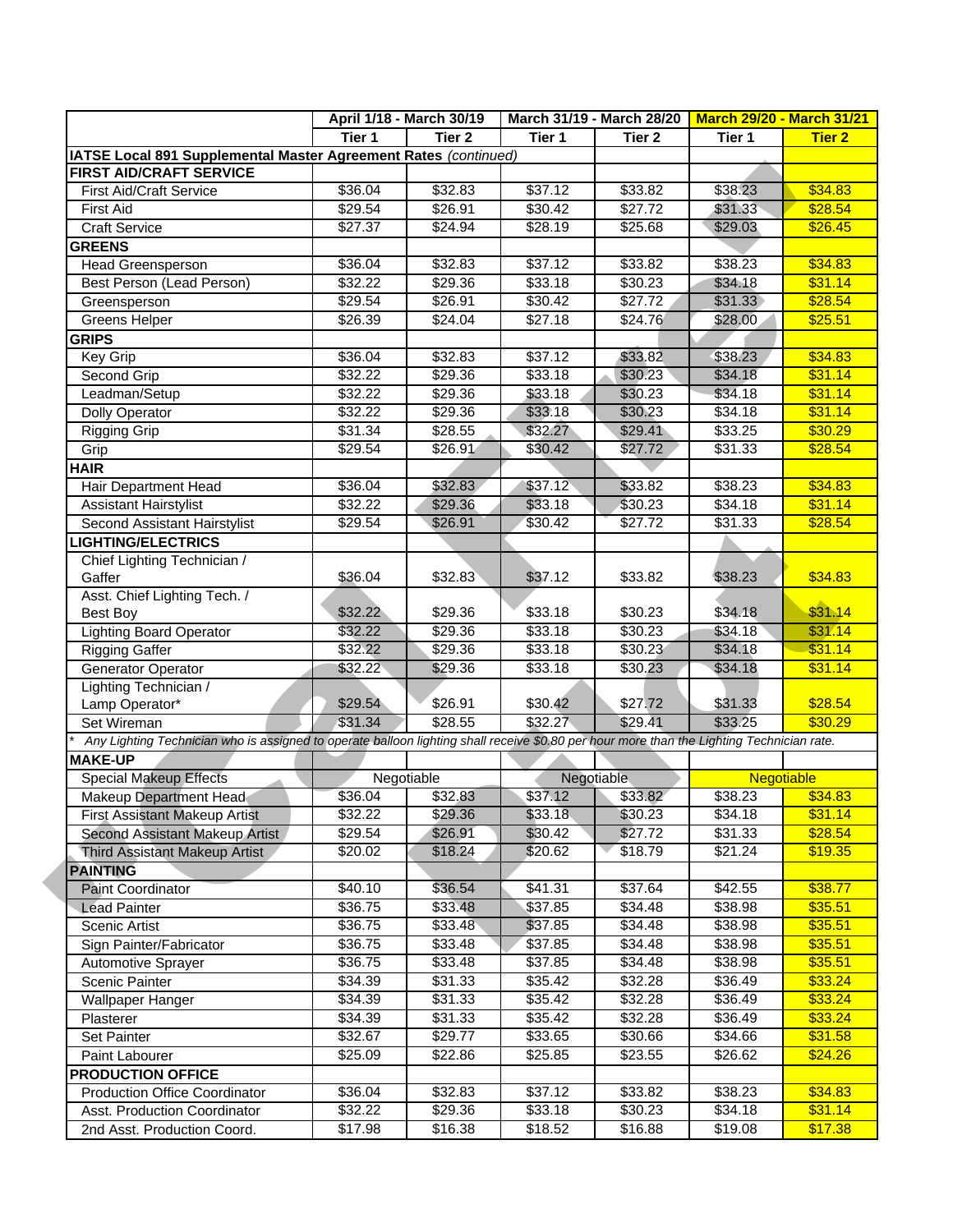| | April 1/18 - March 30/19 | | March 31/19 - March 28/20 | | March 29/20 - March 31/21 | |
|---|---|---|---|---|---|---|
| | Tier 1 | Tier 2 | Tier 1 | Tier 2 | Tier 1 | Tier 2 |
| **IATSE Local 891 Supplemental Master Agreement Rates** *(continued)* | | | | | | |
| **FIRST AID/CRAFT SERVICE** | | | | | | |
| First Aid/Craft Service | $36.04 | $32.83 | $37.12 | $33.82 | $38.23 | $34.83 |
| First Aid | $29.54 | $26.91 | $30.42 | $27.72 | $31.33 | $28.54 |
| Craft Service | $27.37 | $24.94 | $28.19 | $25.68 | $29.03 | $26.45 |
| **GREENS** | | | | | | |
| Head Greensperson | $36.04 | $32.83 | $37.12 | $33.82 | $38.23 | $34.83 |
| Best Person (Lead Person) | $32.22 | $29.36 | $33.18 | $30.23 | $34.18 | $31.14 |
| Greensperson | $29.54 | $26.91 | $30.42 | $27.72 | $31.33 | $28.54 |
| Greens Helper | $26.39 | $24.04 | $27.18 | $24.76 | $28.00 | $25.51 |
| **GRIPS** | | | | | | |
| Key Grip | $36.04 | $32.83 | $37.12 | $33.82 | $38.23 | $34.83 |
| Second Grip | $32.22 | $29.36 | $33.18 | $30.23 | $34.18 | $31.14 |
| Leadman/Setup | $32.22 | $29.36 | $33.18 | $30.23 | $34.18 | $31.14 |
| Dolly Operator | $32.22 | $29.36 | $33.18 | $30.23 | $34.18 | $31.14 |
| Rigging Grip | $31.34 | $28.55 | $32.27 | $29.41 | $33.25 | $30.29 |
| Grip | $29.54 | $26.91 | $30.42 | $27.72 | $31.33 | $28.54 |
| **HAIR** | | | | | | |
| Hair Department Head | $36.04 | $32.83 | $37.12 | $33.82 | $38.23 | $34.83 |
| Assistant Hairstylist | $32.22 | $29.36 | $33.18 | $30.23 | $34.18 | $31.14 |
| Second Assistant Hairstylist | $29.54 | $26.91 | $30.42 | $27.72 | $31.33 | $28.54 |
| **LIGHTING/ELECTRICS** | | | | | | |
| Chief Lighting Technician / Gaffer | $36.04 | $32.83 | $37.12 | $33.82 | $38.23 | $34.83 |
| Asst. Chief Lighting Tech. / Best Boy | $32.22 | $29.36 | $33.18 | $30.23 | $34.18 | $31.14 |
| Lighting Board Operator | $32.22 | $29.36 | $33.18 | $30.23 | $34.18 | $31.14 |
| Rigging Gaffer | $32.22 | $29.36 | $33.18 | $30.23 | $34.18 | $31.14 |
| Generator Operator | $32.22 | $29.36 | $33.18 | $30.23 | $34.18 | $31.14 |
| Lighting Technician / Lamp Operator* | $29.54 | $26.91 | $30.42 | $27.72 | $31.33 | $28.54 |
| Set Wireman | $31.34 | $28.55 | $32.27 | $29.41 | $33.25 | $30.29 |
| * *Any Lighting Technician who is assigned to operate balloon lighting shall receive $0.80 per hour more than the Lighting Technician rate.* | | | | | | |
| **MAKE-UP** | | | | | | |
| Special Makeup Effects | Negotiable | | Negotiable | | Negotiable | |
| Makeup Department Head | $36.04 | $32.83 | $37.12 | $33.82 | $38.23 | $34.83 |
| First Assistant Makeup Artist | $32.22 | $29.36 | $33.18 | $30.23 | $34.18 | $31.14 |
| Second Assistant Makeup Artist | $29.54 | $26.91 | $30.42 | $27.72 | $31.33 | $28.54 |
| Third Assistant Makeup Artist | $20.02 | $18.24 | $20.62 | $18.79 | $21.24 | $19.35 |
| **PAINTING** | | | | | | |
| Paint Coordinator | $40.10 | $36.54 | $41.31 | $37.64 | $42.55 | $38.77 |
| Lead Painter | $36.75 | $33.48 | $37.85 | $34.48 | $38.98 | $35.51 |
| Scenic Artist | $36.75 | $33.48 | $37.85 | $34.48 | $38.98 | $35.51 |
| Sign Painter/Fabricator | $36.75 | $33.48 | $37.85 | $34.48 | $38.98 | $35.51 |
| Automotive Sprayer | $36.75 | $33.48 | $37.85 | $34.48 | $38.98 | $35.51 |
| Scenic Painter | $34.39 | $31.33 | $35.42 | $32.28 | $36.49 | $33.24 |
| Wallpaper Hanger | $34.39 | $31.33 | $35.42 | $32.28 | $36.49 | $33.24 |
| Plasterer | $34.39 | $31.33 | $35.42 | $32.28 | $36.49 | $33.24 |
| Set Painter | $32.67 | $29.77 | $33.65 | $30.66 | $34.66 | $31.58 |
| Paint Labourer | $25.09 | $22.86 | $25.85 | $23.55 | $26.62 | $24.26 |
| **PRODUCTION OFFICE** | | | | | | |
| Production Office Coordinator | $36.04 | $32.83 | $37.12 | $33.82 | $38.23 | $34.83 |
| Asst. Production Coordinator | $32.22 | $29.36 | $33.18 | $30.23 | $34.18 | $31.14 |
| 2nd Asst. Production Coord. | $17.98 | $16.38 | $18.52 | $16.88 | $19.08 | $17.38 |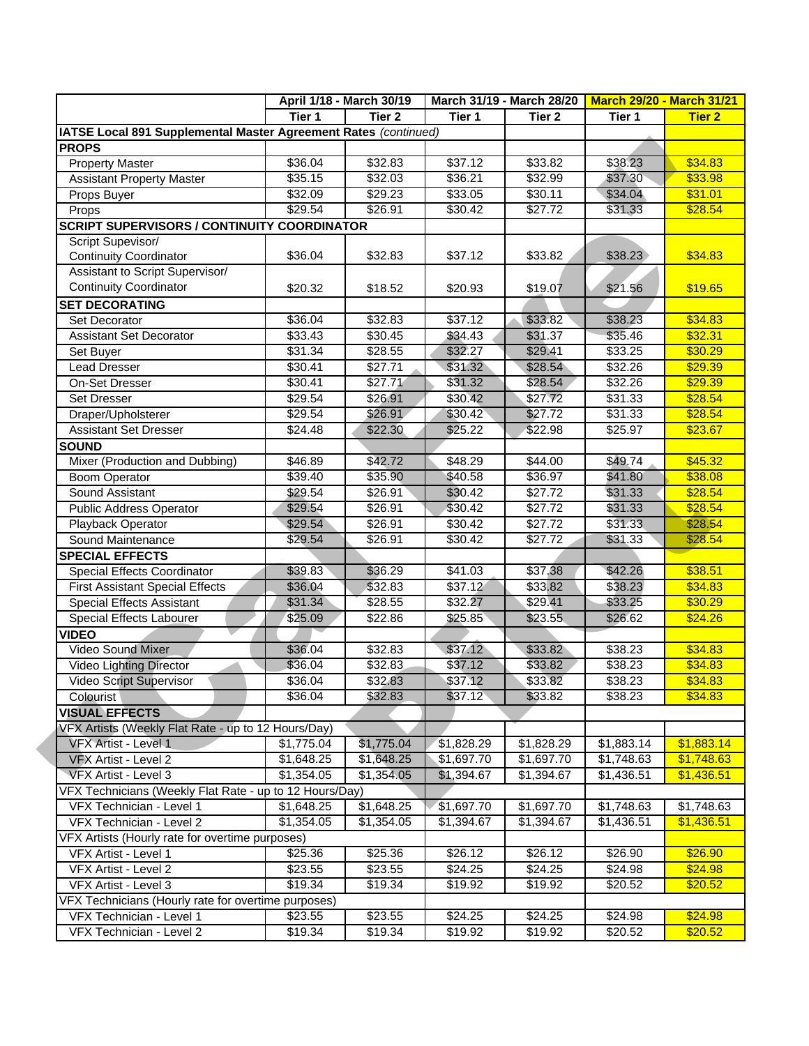| | April 1/18 - March 30/19 | | March 31/19 - March 28/20 | | March 29/20 - March 31/21 | |
|---|---|---|---|---|---|---|
| | Tier 1 | Tier 2 | Tier 1 | Tier 2 | Tier 1 | Tier 2 |
| **IATSE Local 891 Supplemental Master Agreement Rates** *(continued)* | | | | | | |
| **PROPS** | | | | | | |
| Property Master | $36.04 | $32.83 | $37.12 | $33.82 | $38.23 | $34.83 |
| Assistant Property Master | $35.15 | $32.03 | $36.21 | $32.99 | $37.30 | $33.98 |
| Props Buyer | $32.09 | $29.23 | $33.05 | $30.11 | $34.04 | $31.01 |
| Props | $29.54 | $26.91 | $30.42 | $27.72 | $31.33 | $28.54 |
| **SCRIPT SUPERVISORS / CONTINUITY COORDINATOR** | | | | | | |
| Script Supevisor/ Continuity Coordinator | $36.04 | $32.83 | $37.12 | $33.82 | $38.23 | $34.83 |
| Assistant to Script Supervisor/ Continuity Coordinator | $20.32 | $18.52 | $20.93 | $19.07 | $21.56 | $19.65 |
| **SET DECORATING** | | | | | | |
| Set Decorator | $36.04 | $32.83 | $37.12 | $33.82 | $38.23 | $34.83 |
| Assistant Set Decorator | $33.43 | $30.45 | $34.43 | $31.37 | $35.46 | $32.31 |
| Set Buyer | $31.34 | $28.55 | $32.27 | $29.41 | $33.25 | $30.29 |
| Lead Dresser | $30.41 | $27.71 | $31.32 | $28.54 | $32.26 | $29.39 |
| On-Set Dresser | $30.41 | $27.71 | $31.32 | $28.54 | $32.26 | $29.39 |
| Set Dresser | $29.54 | $26.91 | $30.42 | $27.72 | $31.33 | $28.54 |
| Draper/Upholsterer | $29.54 | $26.91 | $30.42 | $27.72 | $31.33 | $28.54 |
| Assistant Set Dresser | $24.48 | $22.30 | $25.22 | $22.98 | $25.97 | $23.67 |
| **SOUND** | | | | | | |
| Mixer (Production and Dubbing) | $46.89 | $42.72 | $48.29 | $44.00 | $49.74 | $45.32 |
| Boom Operator | $39.40 | $35.90 | $40.58 | $36.97 | $41.80 | $38.08 |
| Sound Assistant | $29.54 | $26.91 | $30.42 | $27.72 | $31.33 | $28.54 |
| Public Address Operator | $29.54 | $26.91 | $30.42 | $27.72 | $31.33 | $28.54 |
| Playback Operator | $29.54 | $26.91 | $30.42 | $27.72 | $31.33 | $28.54 |
| Sound Maintenance | $29.54 | $26.91 | $30.42 | $27.72 | $31.33 | $28.54 |
| **SPECIAL EFFECTS** | | | | | | |
| Special Effects Coordinator | $39.83 | $36.29 | $41.03 | $37.38 | $42.26 | $38.51 |
| First Assistant Special Effects | $36.04 | $32.83 | $37.12 | $33.82 | $38.23 | $34.83 |
| Special Effects Assistant | $31.34 | $28.55 | $32.27 | $29.41 | $33.25 | $30.29 |
| Special Effects Labourer | $25.09 | $22.86 | $25.85 | $23.55 | $26.62 | $24.26 |
| **VIDEO** | | | | | | |
| Video Sound Mixer | $36.04 | $32.83 | $37.12 | $33.82 | $38.23 | $34.83 |
| Video Lighting Director | $36.04 | $32.83 | $37.12 | $33.82 | $38.23 | $34.83 |
| Video Script Supervisor | $36.04 | $32.83 | $37.12 | $33.82 | $38.23 | $34.83 |
| Colourist | $36.04 | $32.83 | $37.12 | $33.82 | $38.23 | $34.83 |
| **VISUAL EFFECTS** | | | | | | |
| VFX Artists (Weekly Flat Rate - up to 12 Hours/Day) | | | | | | |
| VFX Artist - Level 1 | $1,775.04 | $1,775.04 | $1,828.29 | $1,828.29 | $1,883.14 | $1,883.14 |
| VFX Artist - Level 2 | $1,648.25 | $1,648.25 | $1,697.70 | $1,697.70 | $1,748.63 | $1,748.63 |
| VFX Artist - Level 3 | $1,354.05 | $1,354.05 | $1,394.67 | $1,394.67 | $1,436.51 | $1,436.51 |
| VFX Technicians (Weekly Flat Rate - up to 12 Hours/Day) | | | | | | |
| VFX Technician - Level 1 | $1,648.25 | $1,648.25 | $1,697.70 | $1,697.70 | $1,748.63 | $1,748.63 |
| VFX Technician - Level 2 | $1,354.05 | $1,354.05 | $1,394.67 | $1,394.67 | $1,436.51 | $1,436.51 |
| VFX Artists (Hourly rate for overtime purposes) | | | | | | |
| VFX Artist - Level 1 | $25.36 | $25.36 | $26.12 | $26.12 | $26.90 | $26.90 |
| VFX Artist - Level 2 | $23.55 | $23.55 | $24.25 | $24.25 | $24.98 | $24.98 |
| VFX Artist - Level 3 | $19.34 | $19.34 | $19.92 | $19.92 | $20.52 | $20.52 |
| VFX Technicians (Hourly rate for overtime purposes) | | | | | | |
| VFX Technician - Level 1 | $23.55 | $23.55 | $24.25 | $24.25 | $24.98 | $24.98 |
| VFX Technician - Level 2 | $19.34 | $19.34 | $19.92 | $19.92 | $20.52 | $20.52 |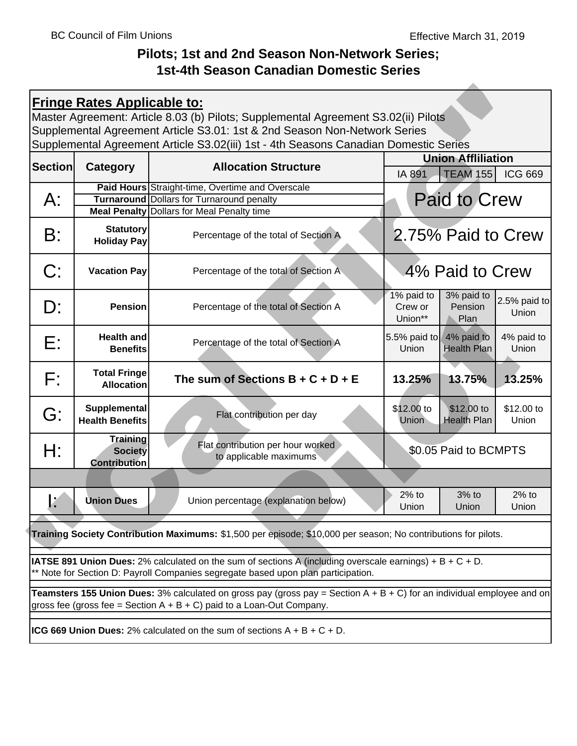BC Council of Film Unions

Effective March 31, 2019

# Pilots; 1st and 2nd Season Non-Network Series; 1st-4th Season Canadian Domestic Series

**Fringe Rates Applicable to:**

Master Agreement: Article 8.03 (b) Pilots; Supplemental Agreement S3.02(ii) Pilots
Supplemental Agreement Article S3.01: 1st & 2nd Season Non-Network Series
Supplemental Agreement Article S3.02(iii) 1st - 4th Seasons Canadian Domestic Series

| Section | Category | Allocation Structure | Union Affiliation | | |
|---|---|---|---|---|---|
| | | | IA 891 | TEAM 155 | ICG 669 |
| A: | **Paid Hours** | Straight-time, Overtime and Overscale | Paid to Crew | | |
| | **Turnaround** | Dollars for Turnaround penalty | | | |
| | **Meal Penalty** | Dollars for Meal Penalty time | | | |
| B: | **Statutory Holiday Pay** | Percentage of the total of Section A | 2.75% Paid to Crew | | |
| C: | **Vacation Pay** | Percentage of the total of Section A | 4% Paid to Crew | | |
| D: | **Pension** | Percentage of the total of Section A | 1% paid to Crew or Union** | 3% paid to Pension Plan | 2.5% paid to Union |
| E: | **Health and Benefits** | Percentage of the total of Section A | 5.5% paid to Union | 4% paid to Health Plan | 4% paid to Union |
| F: | **Total Fringe Allocation** | **The sum of Sections B + C + D + E** | **13.25%** | **13.75%** | **13.25%** |
| G: | **Supplemental Health Benefits** | Flat contribution per day | $12.00 to Union | $12.00 to Health Plan | $12.00 to Union |
| H: | **Training Society Contribution** | Flat contribution per hour worked to applicable maximums | $0.05 Paid to BCMPTS | | |
| I: | **Union Dues** | Union percentage (explanation below) | 2% to Union | 3% to Union | 2% to Union |

**Training Society Contribution Maximums:** $1,500 per episode; $10,000 per season; No contributions for pilots.

**IATSE 891 Union Dues:** 2% calculated on the sum of sections A (including overscale earnings) + B + C + D.
** Note for Section D: Payroll Companies segregate based upon plan participation.

**Teamsters 155 Union Dues:** 3% calculated on gross pay (gross pay = Section A + B + C) for an individual employee and on gross fee (gross fee = Section A + B + C) paid to a Loan-Out Company.

**ICG 669 Union Dues:** 2% calculated on the sum of sections A + B + C + D.